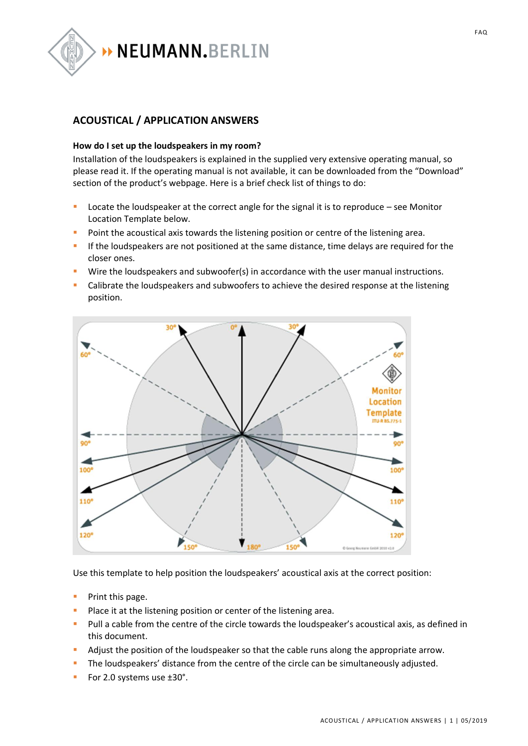## ACOUSTICAL / APPLICATION ANSWERS

**How do I set up the loudspeakers in my room?**

Installation of the loudspeakers is explained in the supplied very extensive operating manual, so please read it. If the operating manual is not available, it can be downloaded from the "Download" section of the product's webpage. Here is a brief check list of things to do:

- Locate the loudspeaker at the correct angle for the signal it is to reproduce – see Monitor Location Template below.
- Point the acoustical axis towards the listening position or centre of the listening area.
- If the loudspeakers are not positioned at the same distance, time delays are required for the closer ones.
- Wire the loudspeakers and subwoofer(s) in accordance with the user manual instructions.
- Calibrate the loudspeakers and subwoofers to achieve the desired response at the listening position.

Use this template to help position the loudspeakers' acoustical axis at the correct position:

- Print this page.
- Place it at the listening position or center of the listening area.
- Pull a cable from the centre of the circle towards the loudspeaker's acoustical axis, as defined in this document.
- Adjust the position of the loudspeaker so that the cable runs along the appropriate arrow.
- The loudspeakers' distance from the centre of the circle can be simultaneously adjusted.
- For 2.0 systems use ±30°.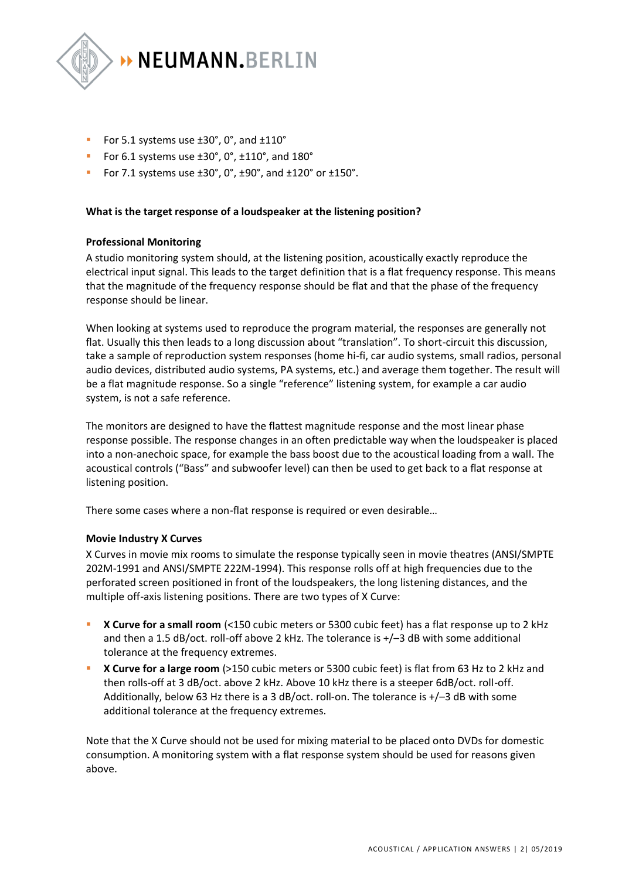- For 5.1 systems use ±30°, 0°, and ±110°
- For 6.1 systems use ±30°, 0°, ±110°, and 180°
- For 7.1 systems use ±30°, 0°, ±90°, and ±120° or ±150°.

**What is the target response of a loudspeaker at the listening position?**

**Professional Monitoring**

A studio monitoring system should, at the listening position, acoustically exactly reproduce the electrical input signal. This leads to the target definition that is a flat frequency response. This means that the magnitude of the frequency response should be flat and that the phase of the frequency response should be linear.

When looking at systems used to reproduce the program material, the responses are generally not flat. Usually this then leads to a long discussion about "translation". To short-circuit this discussion, take a sample of reproduction system responses (home hi-fi, car audio systems, small radios, personal audio devices, distributed audio systems, PA systems, etc.) and average them together. The result will be a flat magnitude response. So a single "reference" listening system, for example a car audio system, is not a safe reference.

The monitors are designed to have the flattest magnitude response and the most linear phase response possible. The response changes in an often predictable way when the loudspeaker is placed into a non-anechoic space, for example the bass boost due to the acoustical loading from a wall. The acoustical controls ("Bass" and subwoofer level) can then be used to get back to a flat response at listening position.

There some cases where a non-flat response is required or even desirable…

**Movie Industry X Curves**

X Curves in movie mix rooms to simulate the response typically seen in movie theatres (ANSI/SMPTE 202M-1991 and ANSI/SMPTE 222M-1994). This response rolls off at high frequencies due to the perforated screen positioned in front of the loudspeakers, the long listening distances, and the multiple off-axis listening positions. There are two types of X Curve:

- **X Curve for a small room** (<150 cubic meters or 5300 cubic feet) has a flat response up to 2 kHz and then a 1.5 dB/oct. roll-off above 2 kHz. The tolerance is +/–3 dB with some additional tolerance at the frequency extremes.
- **X Curve for a large room** (>150 cubic meters or 5300 cubic feet) is flat from 63 Hz to 2 kHz and then rolls-off at 3 dB/oct. above 2 kHz. Above 10 kHz there is a steeper 6dB/oct. roll-off. Additionally, below 63 Hz there is a 3 dB/oct. roll-on. The tolerance is +/–3 dB with some additional tolerance at the frequency extremes.

Note that the X Curve should not be used for mixing material to be placed onto DVDs for domestic consumption. A monitoring system with a flat response system should be used for reasons given above.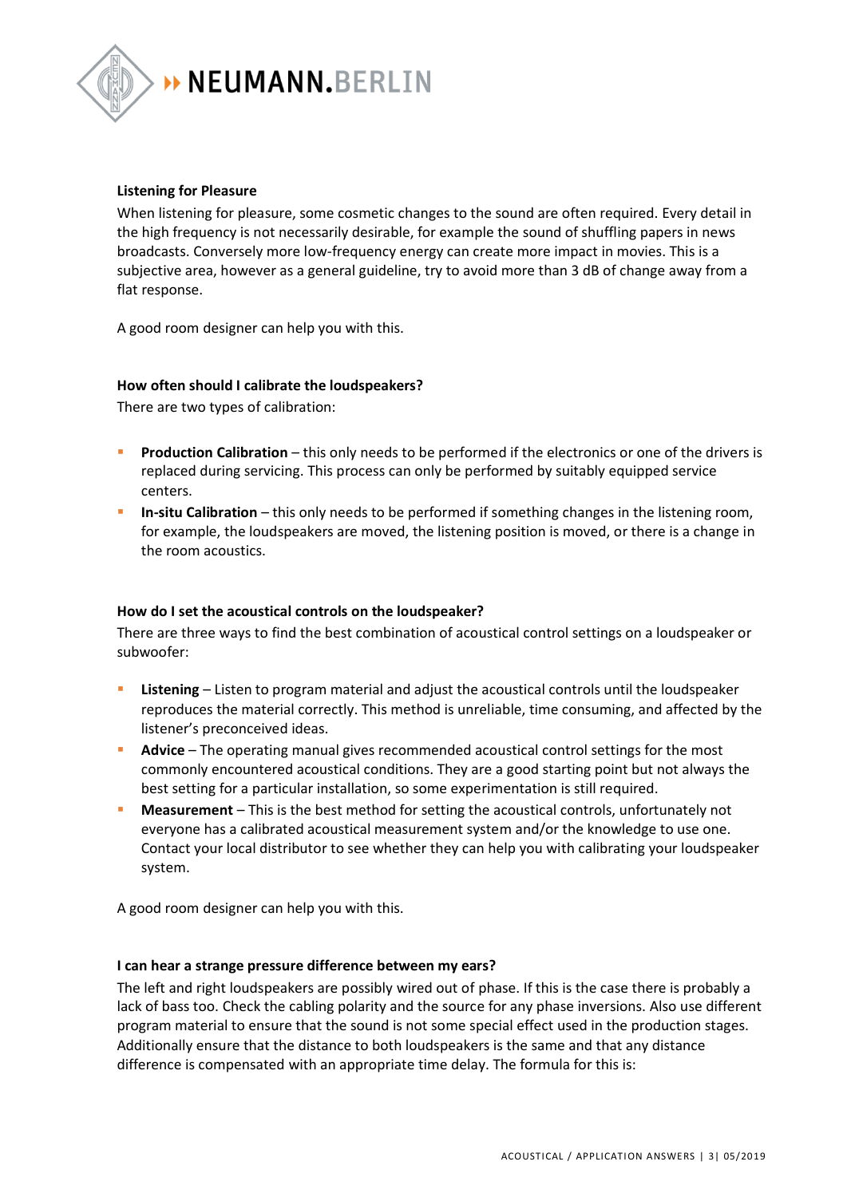### Listening for Pleasure

When listening for pleasure, some cosmetic changes to the sound are often required. Every detail in the high frequency is not necessarily desirable, for example the sound of shuffling papers in news broadcasts. Conversely more low-frequency energy can create more impact in movies. This is a subjective area, however as a general guideline, try to avoid more than 3 dB of change away from a flat response.

A good room designer can help you with this.

### How often should I calibrate the loudspeakers?

There are two types of calibration:

- **Production Calibration** – this only needs to be performed if the electronics or one of the drivers is replaced during servicing. This process can only be performed by suitably equipped service centers.
- **In-situ Calibration** – this only needs to be performed if something changes in the listening room, for example, the loudspeakers are moved, the listening position is moved, or there is a change in the room acoustics.

### How do I set the acoustical controls on the loudspeaker?

There are three ways to find the best combination of acoustical control settings on a loudspeaker or subwoofer:

- **Listening** – Listen to program material and adjust the acoustical controls until the loudspeaker reproduces the material correctly. This method is unreliable, time consuming, and affected by the listener's preconceived ideas.
- **Advice** – The operating manual gives recommended acoustical control settings for the most commonly encountered acoustical conditions. They are a good starting point but not always the best setting for a particular installation, so some experimentation is still required.
- **Measurement** – This is the best method for setting the acoustical controls, unfortunately not everyone has a calibrated acoustical measurement system and/or the knowledge to use one. Contact your local distributor to see whether they can help you with calibrating your loudspeaker system.

A good room designer can help you with this.

### I can hear a strange pressure difference between my ears?

The left and right loudspeakers are possibly wired out of phase. If this is the case there is probably a lack of bass too. Check the cabling polarity and the source for any phase inversions. Also use different program material to ensure that the sound is not some special effect used in the production stages. Additionally ensure that the distance to both loudspeakers is the same and that any distance difference is compensated with an appropriate time delay. The formula for this is: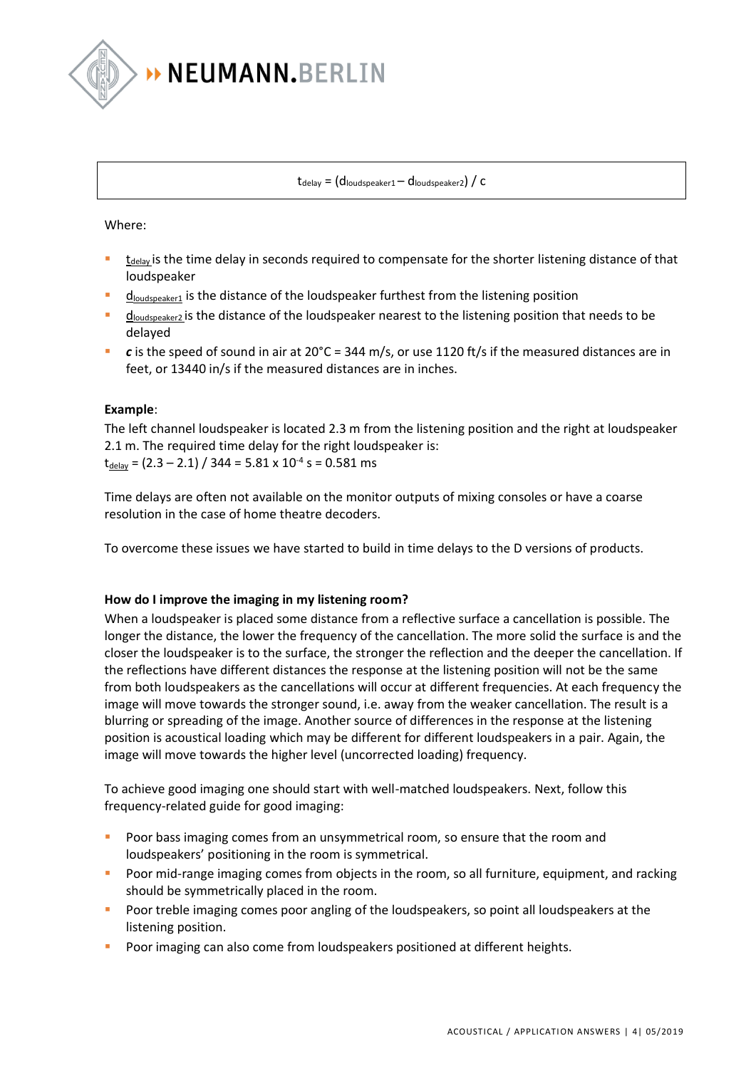$$t_{delay} = (d_{loudspeaker1} - d_{loudspeaker2}) / c$$

Where:

- $t_{delay}$ is the time delay in seconds required to compensate for the shorter listening distance of that loudspeaker
- $d_{loudspeaker1}$ is the distance of the loudspeaker furthest from the listening position
- $d_{loudspeaker2}$ is the distance of the loudspeaker nearest to the listening position that needs to be delayed
- ***c*** is the speed of sound in air at 20°C = 344 m/s, or use 1120 ft/s if the measured distances are in feet, or 13440 in/s if the measured distances are in inches.

**Example**:
The left channel loudspeaker is located 2.3 m from the listening position and the right at loudspeaker 2.1 m. The required time delay for the right loudspeaker is:
$t_{delay} = (2.3 - 2.1) / 344 = 5.81 \times 10^{-4}$ s = 0.581 ms

Time delays are often not available on the monitor outputs of mixing consoles or have a coarse resolution in the case of home theatre decoders.

To overcome these issues we have started to build in time delays to the D versions of products.

**How do I improve the imaging in my listening room?**

When a loudspeaker is placed some distance from a reflective surface a cancellation is possible. The longer the distance, the lower the frequency of the cancellation. The more solid the surface is and the closer the loudspeaker is to the surface, the stronger the reflection and the deeper the cancellation. If the reflections have different distances the response at the listening position will not be the same from both loudspeakers as the cancellations will occur at different frequencies. At each frequency the image will move towards the stronger sound, i.e. away from the weaker cancellation. The result is a blurring or spreading of the image. Another source of differences in the response at the listening position is acoustical loading which may be different for different loudspeakers in a pair. Again, the image will move towards the higher level (uncorrected loading) frequency.

To achieve good imaging one should start with well-matched loudspeakers. Next, follow this frequency-related guide for good imaging:

- Poor bass imaging comes from an unsymmetrical room, so ensure that the room and loudspeakers' positioning in the room is symmetrical.
- Poor mid-range imaging comes from objects in the room, so all furniture, equipment, and racking should be symmetrically placed in the room.
- Poor treble imaging comes poor angling of the loudspeakers, so point all loudspeakers at the listening position.
- Poor imaging can also come from loudspeakers positioned at different heights.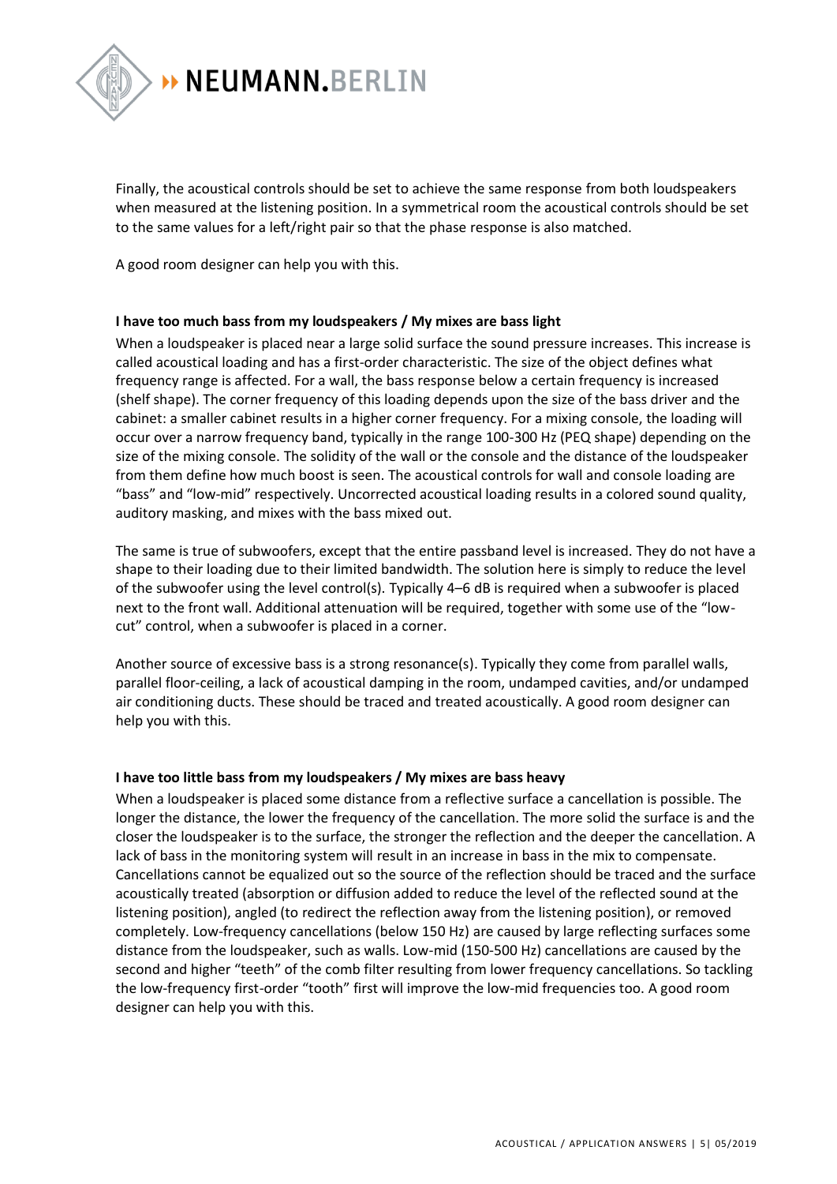Finally, the acoustical controls should be set to achieve the same response from both loudspeakers when measured at the listening position. In a symmetrical room the acoustical controls should be set to the same values for a left/right pair so that the phase response is also matched.

A good room designer can help you with this.

**I have too much bass from my loudspeakers / My mixes are bass light**

When a loudspeaker is placed near a large solid surface the sound pressure increases. This increase is called acoustical loading and has a first-order characteristic. The size of the object defines what frequency range is affected. For a wall, the bass response below a certain frequency is increased (shelf shape). The corner frequency of this loading depends upon the size of the bass driver and the cabinet: a smaller cabinet results in a higher corner frequency. For a mixing console, the loading will occur over a narrow frequency band, typically in the range 100-300 Hz (PEQ shape) depending on the size of the mixing console. The solidity of the wall or the console and the distance of the loudspeaker from them define how much boost is seen. The acoustical controls for wall and console loading are "bass" and "low-mid" respectively. Uncorrected acoustical loading results in a colored sound quality, auditory masking, and mixes with the bass mixed out.

The same is true of subwoofers, except that the entire passband level is increased. They do not have a shape to their loading due to their limited bandwidth. The solution here is simply to reduce the level of the subwoofer using the level control(s). Typically 4–6 dB is required when a subwoofer is placed next to the front wall. Additional attenuation will be required, together with some use of the "low-cut" control, when a subwoofer is placed in a corner.

Another source of excessive bass is a strong resonance(s). Typically they come from parallel walls, parallel floor-ceiling, a lack of acoustical damping in the room, undamped cavities, and/or undamped air conditioning ducts. These should be traced and treated acoustically. A good room designer can help you with this.

**I have too little bass from my loudspeakers / My mixes are bass heavy**

When a loudspeaker is placed some distance from a reflective surface a cancellation is possible. The longer the distance, the lower the frequency of the cancellation. The more solid the surface is and the closer the loudspeaker is to the surface, the stronger the reflection and the deeper the cancellation. A lack of bass in the monitoring system will result in an increase in bass in the mix to compensate. Cancellations cannot be equalized out so the source of the reflection should be traced and the surface acoustically treated (absorption or diffusion added to reduce the level of the reflected sound at the listening position), angled (to redirect the reflection away from the listening position), or removed completely. Low-frequency cancellations (below 150 Hz) are caused by large reflecting surfaces some distance from the loudspeaker, such as walls. Low-mid (150-500 Hz) cancellations are caused by the second and higher "teeth" of the comb filter resulting from lower frequency cancellations. So tackling the low-frequency first-order "tooth" first will improve the low-mid frequencies too. A good room designer can help you with this.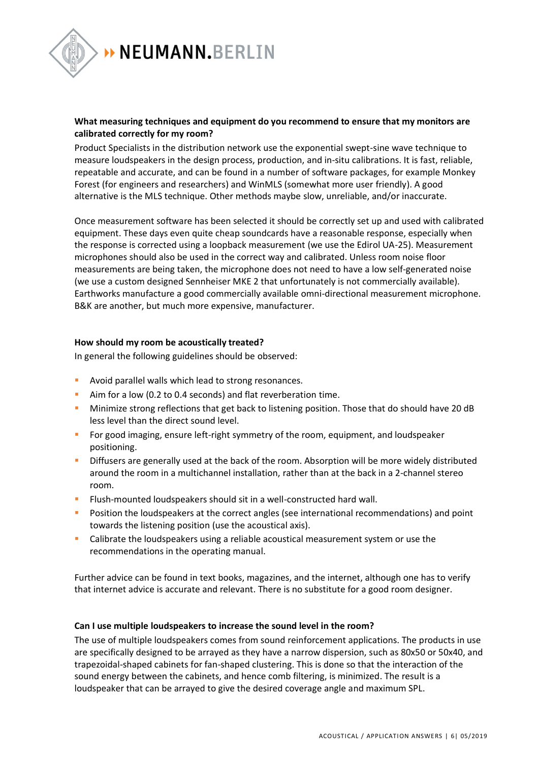### What measuring techniques and equipment do you recommend to ensure that my monitors are calibrated correctly for my room?

Product Specialists in the distribution network use the exponential swept-sine wave technique to measure loudspeakers in the design process, production, and in-situ calibrations. It is fast, reliable, repeatable and accurate, and can be found in a number of software packages, for example Monkey Forest (for engineers and researchers) and WinMLS (somewhat more user friendly). A good alternative is the MLS technique. Other methods maybe slow, unreliable, and/or inaccurate.

Once measurement software has been selected it should be correctly set up and used with calibrated equipment. These days even quite cheap soundcards have a reasonable response, especially when the response is corrected using a loopback measurement (we use the Edirol UA-25). Measurement microphones should also be used in the correct way and calibrated. Unless room noise floor measurements are being taken, the microphone does not need to have a low self-generated noise (we use a custom designed Sennheiser MKE 2 that unfortunately is not commercially available). Earthworks manufacture a good commercially available omni-directional measurement microphone. B&K are another, but much more expensive, manufacturer.

### How should my room be acoustically treated?

In general the following guidelines should be observed:

- Avoid parallel walls which lead to strong resonances.
- Aim for a low (0.2 to 0.4 seconds) and flat reverberation time.
- Minimize strong reflections that get back to listening position. Those that do should have 20 dB less level than the direct sound level.
- For good imaging, ensure left-right symmetry of the room, equipment, and loudspeaker positioning.
- Diffusers are generally used at the back of the room. Absorption will be more widely distributed around the room in a multichannel installation, rather than at the back in a 2-channel stereo room.
- Flush-mounted loudspeakers should sit in a well-constructed hard wall.
- Position the loudspeakers at the correct angles (see international recommendations) and point towards the listening position (use the acoustical axis).
- Calibrate the loudspeakers using a reliable acoustical measurement system or use the recommendations in the operating manual.

Further advice can be found in text books, magazines, and the internet, although one has to verify that internet advice is accurate and relevant. There is no substitute for a good room designer.

### Can I use multiple loudspeakers to increase the sound level in the room?

The use of multiple loudspeakers comes from sound reinforcement applications. The products in use are specifically designed to be arrayed as they have a narrow dispersion, such as 80x50 or 50x40, and trapezoidal-shaped cabinets for fan-shaped clustering. This is done so that the interaction of the sound energy between the cabinets, and hence comb filtering, is minimized. The result is a loudspeaker that can be arrayed to give the desired coverage angle and maximum SPL.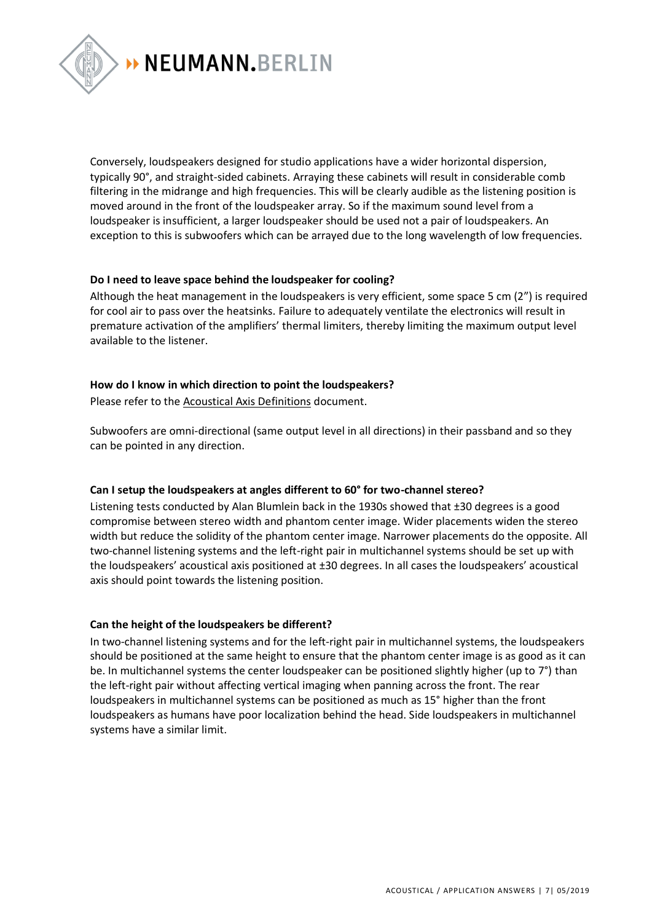Conversely, loudspeakers designed for studio applications have a wider horizontal dispersion, typically 90°, and straight-sided cabinets. Arraying these cabinets will result in considerable comb filtering in the midrange and high frequencies. This will be clearly audible as the listening position is moved around in the front of the loudspeaker array. So if the maximum sound level from a loudspeaker is insufficient, a larger loudspeaker should be used not a pair of loudspeakers. An exception to this is subwoofers which can be arrayed due to the long wavelength of low frequencies.

**Do I need to leave space behind the loudspeaker for cooling?**

Although the heat management in the loudspeakers is very efficient, some space 5 cm (2") is required for cool air to pass over the heatsinks. Failure to adequately ventilate the electronics will result in premature activation of the amplifiers' thermal limiters, thereby limiting the maximum output level available to the listener.

**How do I know in which direction to point the loudspeakers?**

Please refer to the Acoustical Axis Definitions document.

Subwoofers are omni-directional (same output level in all directions) in their passband and so they can be pointed in any direction.

**Can I setup the loudspeakers at angles different to 60° for two-channel stereo?**

Listening tests conducted by Alan Blumlein back in the 1930s showed that ±30 degrees is a good compromise between stereo width and phantom center image. Wider placements widen the stereo width but reduce the solidity of the phantom center image. Narrower placements do the opposite. All two-channel listening systems and the left-right pair in multichannel systems should be set up with the loudspeakers' acoustical axis positioned at ±30 degrees. In all cases the loudspeakers' acoustical axis should point towards the listening position.

**Can the height of the loudspeakers be different?**

In two-channel listening systems and for the left-right pair in multichannel systems, the loudspeakers should be positioned at the same height to ensure that the phantom center image is as good as it can be. In multichannel systems the center loudspeaker can be positioned slightly higher (up to 7°) than the left-right pair without affecting vertical imaging when panning across the front. The rear loudspeakers in multichannel systems can be positioned as much as 15° higher than the front loudspeakers as humans have poor localization behind the head. Side loudspeakers in multichannel systems have a similar limit.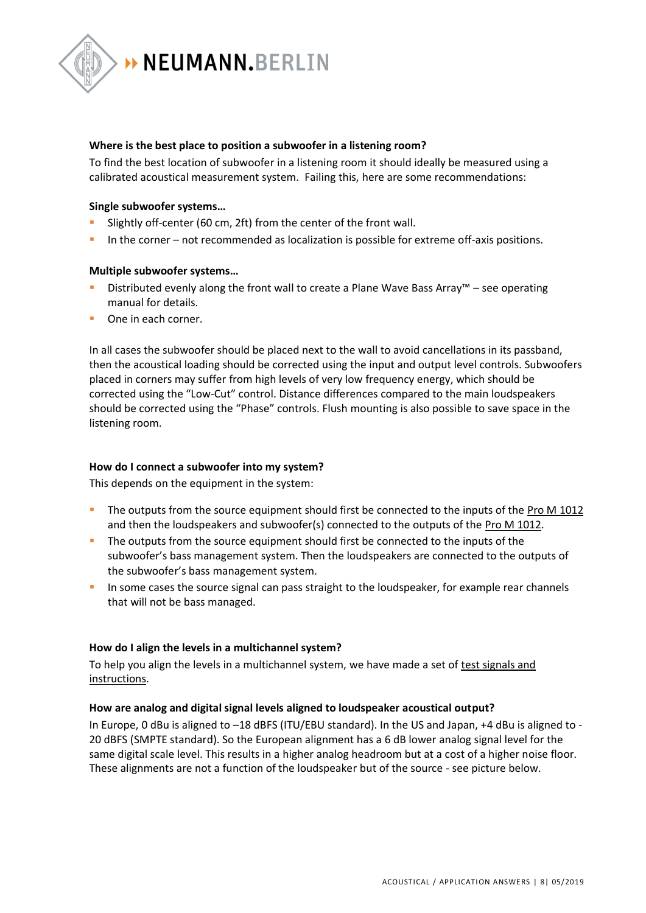### Where is the best place to position a subwoofer in a listening room?

To find the best location of subwoofer in a listening room it should ideally be measured using a calibrated acoustical measurement system. Failing this, here are some recommendations:

**Single subwoofer systems…**

- Slightly off-center (60 cm, 2ft) from the center of the front wall.
- In the corner – not recommended as localization is possible for extreme off-axis positions.

**Multiple subwoofer systems…**

- Distributed evenly along the front wall to create a Plane Wave Bass Array™ – see operating manual for details.
- One in each corner.

In all cases the subwoofer should be placed next to the wall to avoid cancellations in its passband, then the acoustical loading should be corrected using the input and output level controls. Subwoofers placed in corners may suffer from high levels of very low frequency energy, which should be corrected using the "Low-Cut" control. Distance differences compared to the main loudspeakers should be corrected using the "Phase" controls. Flush mounting is also possible to save space in the listening room.

### How do I connect a subwoofer into my system?

This depends on the equipment in the system:

- The outputs from the source equipment should first be connected to the inputs of the Pro M 1012 and then the loudspeakers and subwoofer(s) connected to the outputs of the Pro M 1012.
- The outputs from the source equipment should first be connected to the inputs of the subwoofer's bass management system. Then the loudspeakers are connected to the outputs of the subwoofer's bass management system.
- In some cases the source signal can pass straight to the loudspeaker, for example rear channels that will not be bass managed.

### How do I align the levels in a multichannel system?

To help you align the levels in a multichannel system, we have made a set of test signals and instructions.

### How are analog and digital signal levels aligned to loudspeaker acoustical output?

In Europe, 0 dBu is aligned to –18 dBFS (ITU/EBU standard). In the US and Japan, +4 dBu is aligned to -20 dBFS (SMPTE standard). So the European alignment has a 6 dB lower analog signal level for the same digital scale level. This results in a higher analog headroom but at a cost of a higher noise floor. These alignments are not a function of the loudspeaker but of the source - see picture below.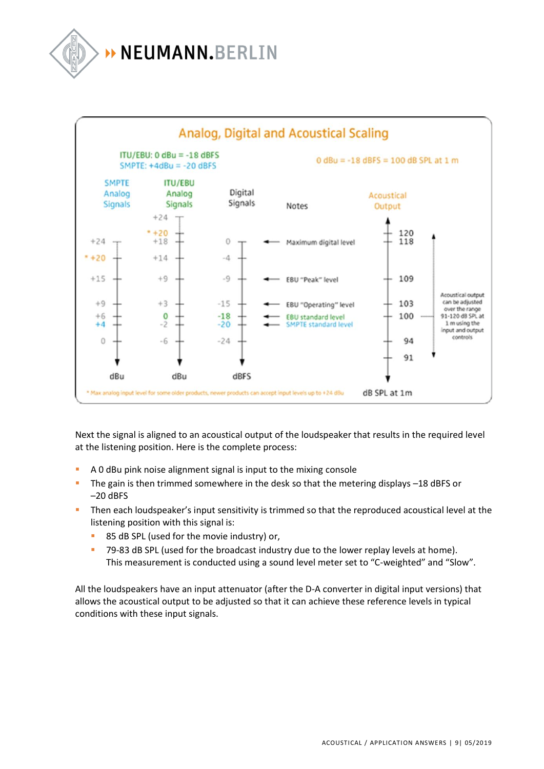## Analog, Digital and Acoustical Scaling

ITU/EBU: 0 dBu = -18 dBFS
SMPTE: +4dBu = -20 dBFS

0 dBu = -18 dBFS = 100 dB SPL at 1 m

| SMPTE Analog Signals | ITU/EBU Analog Signals | Digital Signals | Notes | Acoustical Output |
|---|---|---|---|---|
| | +24 | | | |
| | * +20 | | | 120 |
| +24 | +18 | 0 | Maximum digital level | 118 |
| * +20 | +14 | -4 | | |
| +15 | +9 | -9 | EBU "Peak" level | 109 |
| +9 | +3 | -15 | EBU "Operating" level | 103 |
| +6 | 0 | -18 | EBU standard level | 100 |
| +4 | -2 | -20 | SMPTE standard level | |
| 0 | -6 | -24 | | 94 |
| | | | | 91 |
| dBu | dBu | dBFS | | dB SPL at 1m |

Acoustical output can be adjusted over the range 91-120 dB SPL at 1 m using the input and output controls

* Max analog input level for some older products, newer products can accept input levels up to +24 dBu

Next the signal is aligned to an acoustical output of the loudspeaker that results in the required level at the listening position. Here is the complete process:

- A 0 dBu pink noise alignment signal is input to the mixing console
- The gain is then trimmed somewhere in the desk so that the metering displays –18 dBFS or –20 dBFS
- Then each loudspeaker's input sensitivity is trimmed so that the reproduced acoustical level at the listening position with this signal is:
  - 85 dB SPL (used for the movie industry) or,
  - 79-83 dB SPL (used for the broadcast industry due to the lower replay levels at home). This measurement is conducted using a sound level meter set to "C-weighted" and "Slow".

All the loudspeakers have an input attenuator (after the D-A converter in digital input versions) that allows the acoustical output to be adjusted so that it can achieve these reference levels in typical conditions with these input signals.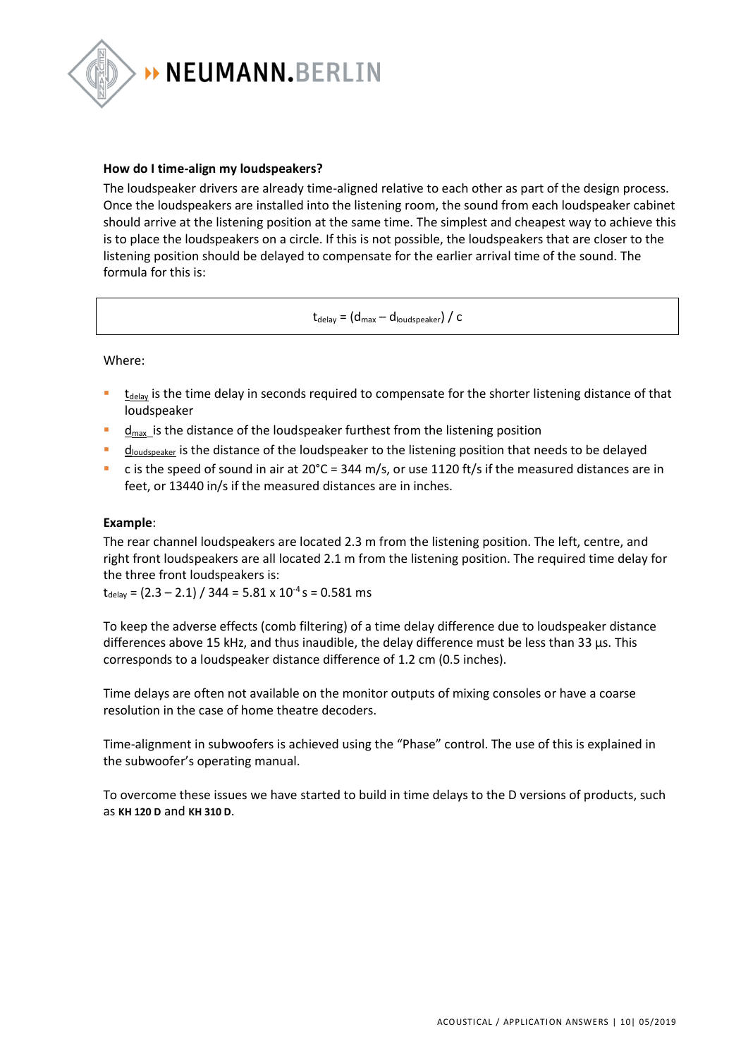### How do I time-align my loudspeakers?

The loudspeaker drivers are already time-aligned relative to each other as part of the design process. Once the loudspeakers are installed into the listening room, the sound from each loudspeaker cabinet should arrive at the listening position at the same time. The simplest and cheapest way to achieve this is to place the loudspeakers on a circle. If this is not possible, the loudspeakers that are closer to the listening position should be delayed to compensate for the earlier arrival time of the sound. The formula for this is:

$$t_{delay} = (d_{max} - d_{loudspeaker}) / c$$

Where:

- $t_{delay}$ is the time delay in seconds required to compensate for the shorter listening distance of that loudspeaker
- $d_{max}$ is the distance of the loudspeaker furthest from the listening position
- $d_{loudspeaker}$ is the distance of the loudspeaker to the listening position that needs to be delayed
- c is the speed of sound in air at 20°C = 344 m/s, or use 1120 ft/s if the measured distances are in feet, or 13440 in/s if the measured distances are in inches.

**Example**:

The rear channel loudspeakers are located 2.3 m from the listening position. The left, centre, and right front loudspeakers are all located 2.1 m from the listening position. The required time delay for the three front loudspeakers is:

$t_{delay} = (2.3 - 2.1) / 344 = 5.81 \times 10^{-4}$ s = 0.581 ms

To keep the adverse effects (comb filtering) of a time delay difference due to loudspeaker distance differences above 15 kHz, and thus inaudible, the delay difference must be less than 33 µs. This corresponds to a loudspeaker distance difference of 1.2 cm (0.5 inches).

Time delays are often not available on the monitor outputs of mixing consoles or have a coarse resolution in the case of home theatre decoders.

Time-alignment in subwoofers is achieved using the "Phase" control. The use of this is explained in the subwoofer's operating manual.

To overcome these issues we have started to build in time delays to the D versions of products, such as **KH 120 D** and **KH 310 D**.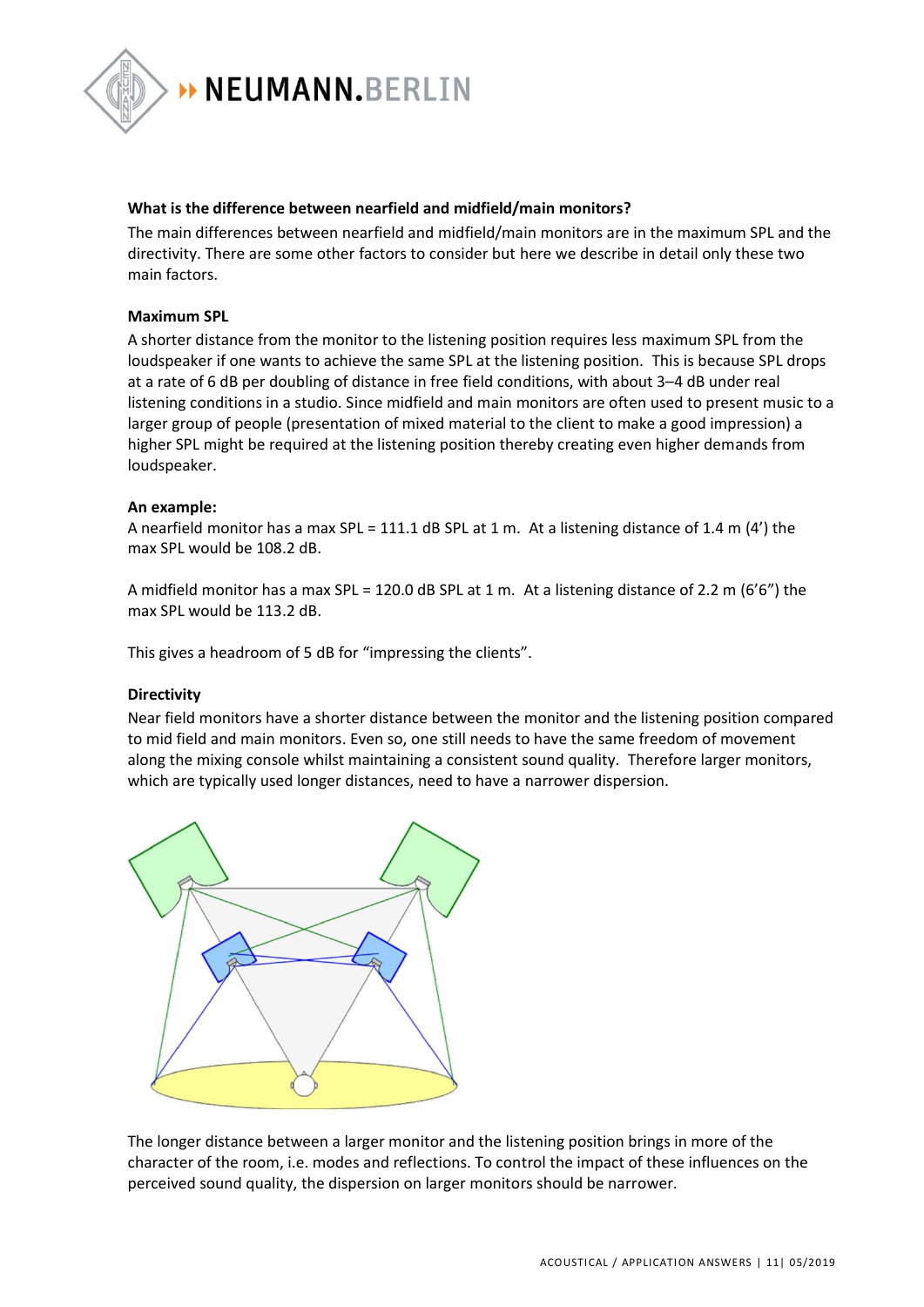**What is the difference between nearfield and midfield/main monitors?**

The main differences between nearfield and midfield/main monitors are in the maximum SPL and the directivity. There are some other factors to consider but here we describe in detail only these two main factors.

**Maximum SPL**

A shorter distance from the monitor to the listening position requires less maximum SPL from the loudspeaker if one wants to achieve the same SPL at the listening position. This is because SPL drops at a rate of 6 dB per doubling of distance in free field conditions, with about 3–4 dB under real listening conditions in a studio. Since midfield and main monitors are often used to present music to a larger group of people (presentation of mixed material to the client to make a good impression) a higher SPL might be required at the listening position thereby creating even higher demands from loudspeaker.

**An example:**

A nearfield monitor has a max SPL = 111.1 dB SPL at 1 m. At a listening distance of 1.4 m (4’) the max SPL would be 108.2 dB.

A midfield monitor has a max SPL = 120.0 dB SPL at 1 m. At a listening distance of 2.2 m (6’6”) the max SPL would be 113.2 dB.

This gives a headroom of 5 dB for “impressing the clients”.

**Directivity**

Near field monitors have a shorter distance between the monitor and the listening position compared to mid field and main monitors. Even so, one still needs to have the same freedom of movement along the mixing console whilst maintaining a consistent sound quality. Therefore larger monitors, which are typically used longer distances, need to have a narrower dispersion.

The longer distance between a larger monitor and the listening position brings in more of the character of the room, i.e. modes and reflections. To control the impact of these influences on the perceived sound quality, the dispersion on larger monitors should be narrower.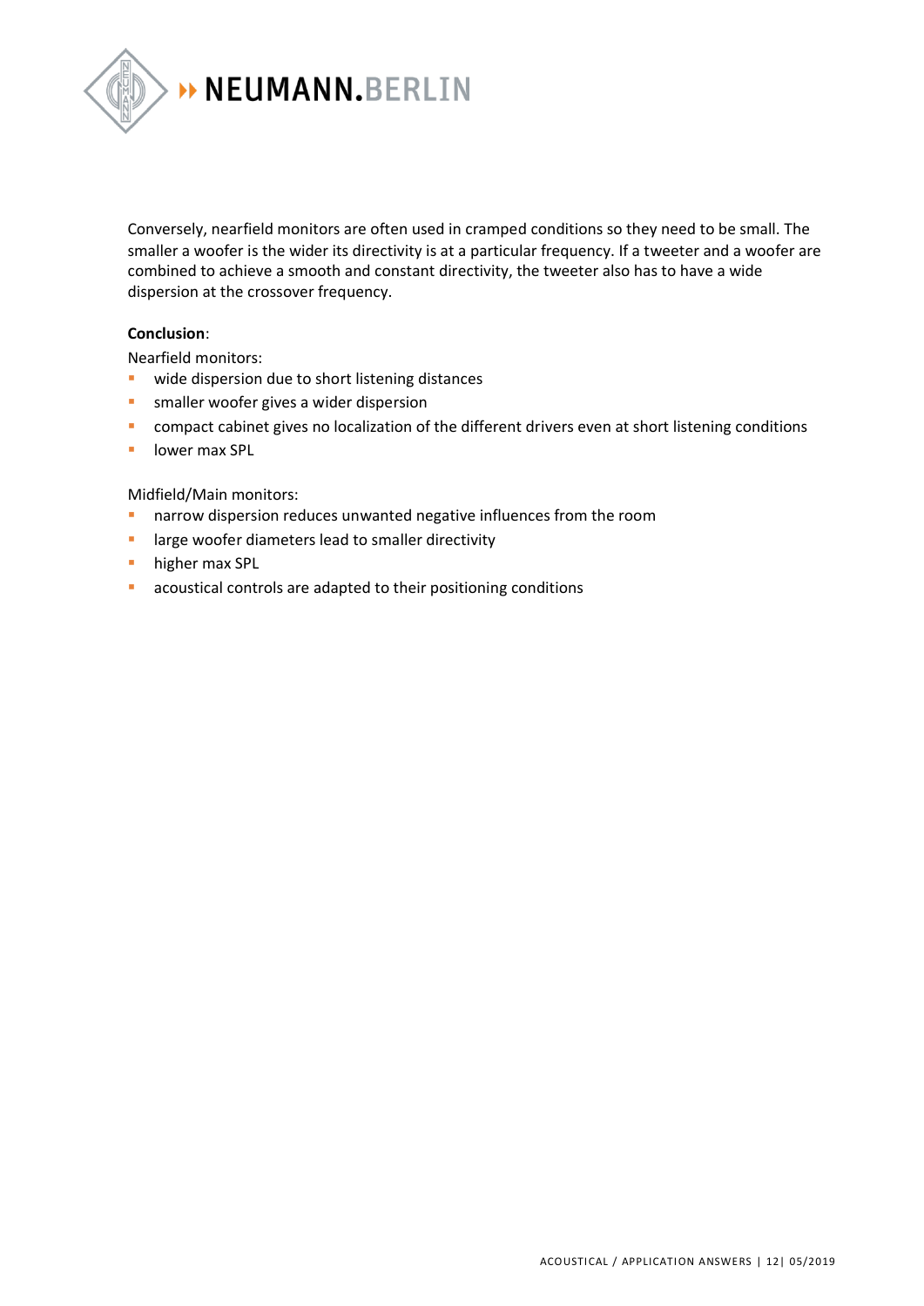Conversely, nearfield monitors are often used in cramped conditions so they need to be small. The smaller a woofer is the wider its directivity is at a particular frequency. If a tweeter and a woofer are combined to achieve a smooth and constant directivity, the tweeter also has to have a wide dispersion at the crossover frequency.

**Conclusion**:

Nearfield monitors:

- wide dispersion due to short listening distances
- smaller woofer gives a wider dispersion
- compact cabinet gives no localization of the different drivers even at short listening conditions
- lower max SPL

Midfield/Main monitors:

- narrow dispersion reduces unwanted negative influences from the room
- large woofer diameters lead to smaller directivity
- higher max SPL
- acoustical controls are adapted to their positioning conditions